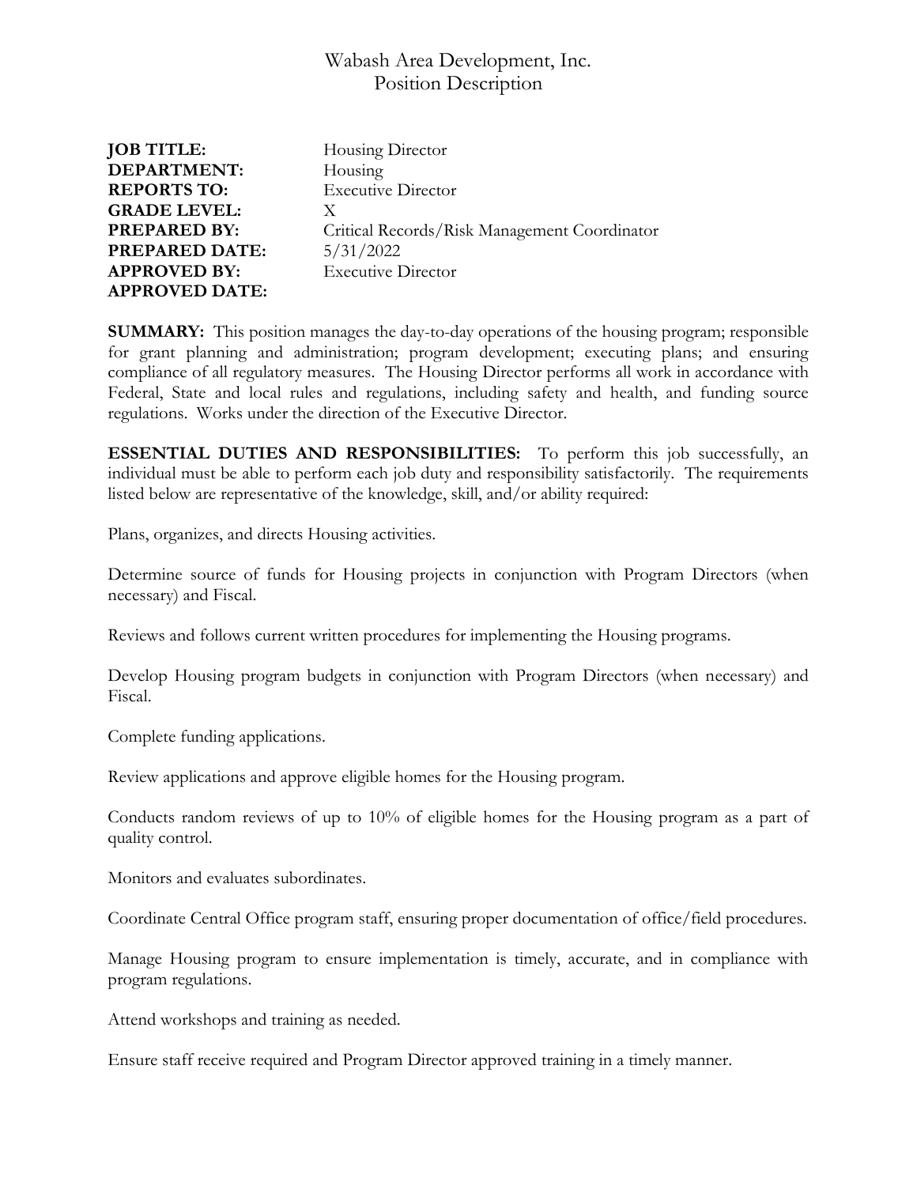# Wabash Area Development, Inc.
## Position Description

**JOB TITLE:** Housing Director
**DEPARTMENT:** Housing
**REPORTS TO:** Executive Director
**GRADE LEVEL:** X
**PREPARED BY:** Critical Records/Risk Management Coordinator
**PREPARED DATE:** 5/31/2022
**APPROVED BY:** Executive Director
**APPROVED DATE:**

**SUMMARY:** This position manages the day-to-day operations of the housing program; responsible for grant planning and administration; program development; executing plans; and ensuring compliance of all regulatory measures. The Housing Director performs all work in accordance with Federal, State and local rules and regulations, including safety and health, and funding source regulations. Works under the direction of the Executive Director.

**ESSENTIAL DUTIES AND RESPONSIBILITIES:** To perform this job successfully, an individual must be able to perform each job duty and responsibility satisfactorily. The requirements listed below are representative of the knowledge, skill, and/or ability required:

Plans, organizes, and directs Housing activities.

Determine source of funds for Housing projects in conjunction with Program Directors (when necessary) and Fiscal.

Reviews and follows current written procedures for implementing the Housing programs.

Develop Housing program budgets in conjunction with Program Directors (when necessary) and Fiscal.

Complete funding applications.

Review applications and approve eligible homes for the Housing program.

Conducts random reviews of up to 10% of eligible homes for the Housing program as a part of quality control.

Monitors and evaluates subordinates.

Coordinate Central Office program staff, ensuring proper documentation of office/field procedures.

Manage Housing program to ensure implementation is timely, accurate, and in compliance with program regulations.

Attend workshops and training as needed.

Ensure staff receive required and Program Director approved training in a timely manner.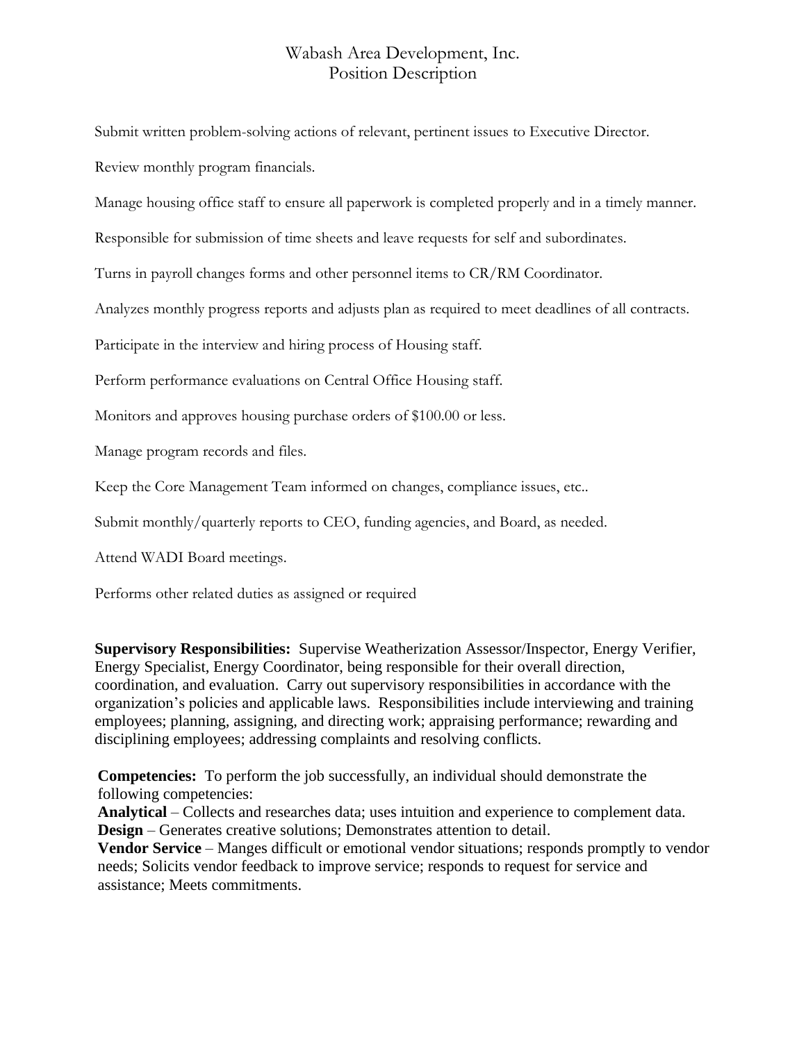Submit written problem-solving actions of relevant, pertinent issues to Executive Director.

Review monthly program financials.

Manage housing office staff to ensure all paperwork is completed properly and in a timely manner.

Responsible for submission of time sheets and leave requests for self and subordinates.

Turns in payroll changes forms and other personnel items to CR/RM Coordinator.

Analyzes monthly progress reports and adjusts plan as required to meet deadlines of all contracts.

Participate in the interview and hiring process of Housing staff.

Perform performance evaluations on Central Office Housing staff.

Monitors and approves housing purchase orders of $100.00 or less.

Manage program records and files.

Keep the Core Management Team informed on changes, compliance issues, etc..

Submit monthly/quarterly reports to CEO, funding agencies, and Board, as needed.

Attend WADI Board meetings.

Performs other related duties as assigned or required

**Supervisory Responsibilities:** Supervise Weatherization Assessor/Inspector, Energy Verifier, Energy Specialist, Energy Coordinator, being responsible for their overall direction, coordination, and evaluation. Carry out supervisory responsibilities in accordance with the organization's policies and applicable laws. Responsibilities include interviewing and training employees; planning, assigning, and directing work; appraising performance; rewarding and disciplining employees; addressing complaints and resolving conflicts.

**Competencies:** To perform the job successfully, an individual should demonstrate the following competencies:

**Analytical** – Collects and researches data; uses intuition and experience to complement data.
**Design** – Generates creative solutions; Demonstrates attention to detail.
**Vendor Service** – Manges difficult or emotional vendor situations; responds promptly to vendor needs; Solicits vendor feedback to improve service; responds to request for service and assistance; Meets commitments.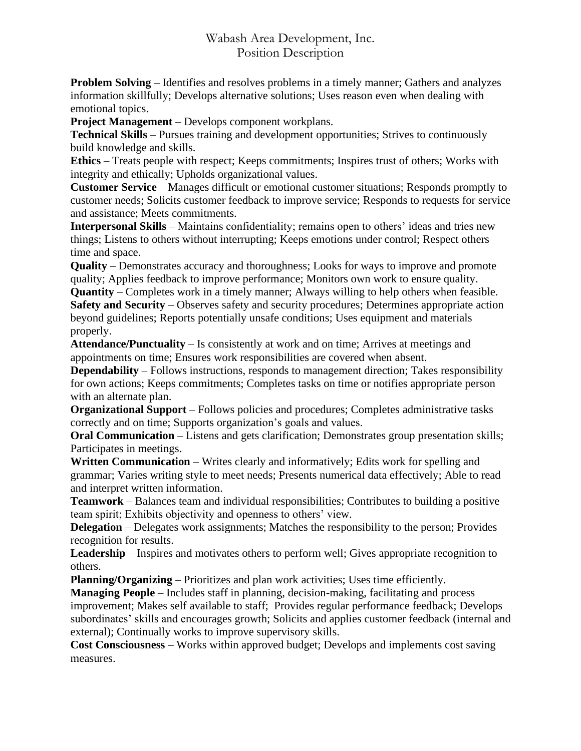**Problem Solving** – Identifies and resolves problems in a timely manner; Gathers and analyzes information skillfully; Develops alternative solutions; Uses reason even when dealing with emotional topics.

**Project Management** – Develops component workplans.

**Technical Skills** – Pursues training and development opportunities; Strives to continuously build knowledge and skills.

**Ethics** – Treats people with respect; Keeps commitments; Inspires trust of others; Works with integrity and ethically; Upholds organizational values.

**Customer Service** – Manages difficult or emotional customer situations; Responds promptly to customer needs; Solicits customer feedback to improve service; Responds to requests for service and assistance; Meets commitments.

**Interpersonal Skills** – Maintains confidentiality; remains open to others' ideas and tries new things; Listens to others without interrupting; Keeps emotions under control; Respect others time and space.

**Quality** – Demonstrates accuracy and thoroughness; Looks for ways to improve and promote quality; Applies feedback to improve performance; Monitors own work to ensure quality.

**Quantity** – Completes work in a timely manner; Always willing to help others when feasible.

**Safety and Security** – Observes safety and security procedures; Determines appropriate action beyond guidelines; Reports potentially unsafe conditions; Uses equipment and materials properly.

**Attendance/Punctuality** – Is consistently at work and on time; Arrives at meetings and appointments on time; Ensures work responsibilities are covered when absent.

**Dependability** – Follows instructions, responds to management direction; Takes responsibility for own actions; Keeps commitments; Completes tasks on time or notifies appropriate person with an alternate plan.

**Organizational Support** – Follows policies and procedures; Completes administrative tasks correctly and on time; Supports organization's goals and values.

**Oral Communication** – Listens and gets clarification; Demonstrates group presentation skills; Participates in meetings.

**Written Communication** – Writes clearly and informatively; Edits work for spelling and grammar; Varies writing style to meet needs; Presents numerical data effectively; Able to read and interpret written information.

**Teamwork** – Balances team and individual responsibilities; Contributes to building a positive team spirit; Exhibits objectivity and openness to others' view.

**Delegation** – Delegates work assignments; Matches the responsibility to the person; Provides recognition for results.

**Leadership** – Inspires and motivates others to perform well; Gives appropriate recognition to others.

**Planning/Organizing** – Prioritizes and plan work activities; Uses time efficiently.

**Managing People** – Includes staff in planning, decision-making, facilitating and process improvement; Makes self available to staff; Provides regular performance feedback; Develops subordinates' skills and encourages growth; Solicits and applies customer feedback (internal and external); Continually works to improve supervisory skills.

**Cost Consciousness** – Works within approved budget; Develops and implements cost saving measures.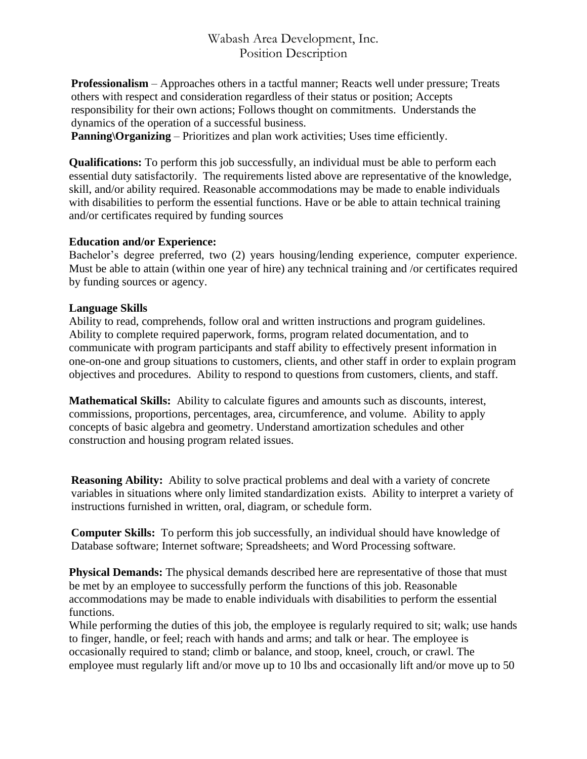**Professionalism** – Approaches others in a tactful manner; Reacts well under pressure; Treats others with respect and consideration regardless of their status or position; Accepts responsibility for their own actions; Follows thought on commitments. Understands the dynamics of the operation of a successful business.
**Panning\Organizing** – Prioritizes and plan work activities; Uses time efficiently.

**Qualifications:** To perform this job successfully, an individual must be able to perform each essential duty satisfactorily. The requirements listed above are representative of the knowledge, skill, and/or ability required. Reasonable accommodations may be made to enable individuals with disabilities to perform the essential functions. Have or be able to attain technical training and/or certificates required by funding sources

**Education and/or Experience:**
Bachelor's degree preferred, two (2) years housing/lending experience, computer experience. Must be able to attain (within one year of hire) any technical training and /or certificates required by funding sources or agency.

**Language Skills**
Ability to read, comprehends, follow oral and written instructions and program guidelines. Ability to complete required paperwork, forms, program related documentation, and to communicate with program participants and staff ability to effectively present information in one-on-one and group situations to customers, clients, and other staff in order to explain program objectives and procedures. Ability to respond to questions from customers, clients, and staff.

**Mathematical Skills:** Ability to calculate figures and amounts such as discounts, interest, commissions, proportions, percentages, area, circumference, and volume. Ability to apply concepts of basic algebra and geometry. Understand amortization schedules and other construction and housing program related issues.

**Reasoning Ability:** Ability to solve practical problems and deal with a variety of concrete variables in situations where only limited standardization exists. Ability to interpret a variety of instructions furnished in written, oral, diagram, or schedule form.

**Computer Skills:** To perform this job successfully, an individual should have knowledge of Database software; Internet software; Spreadsheets; and Word Processing software.

**Physical Demands:** The physical demands described here are representative of those that must be met by an employee to successfully perform the functions of this job. Reasonable accommodations may be made to enable individuals with disabilities to perform the essential functions.
While performing the duties of this job, the employee is regularly required to sit; walk; use hands to finger, handle, or feel; reach with hands and arms; and talk or hear. The employee is occasionally required to stand; climb or balance, and stoop, kneel, crouch, or crawl. The employee must regularly lift and/or move up to 10 lbs and occasionally lift and/or move up to 50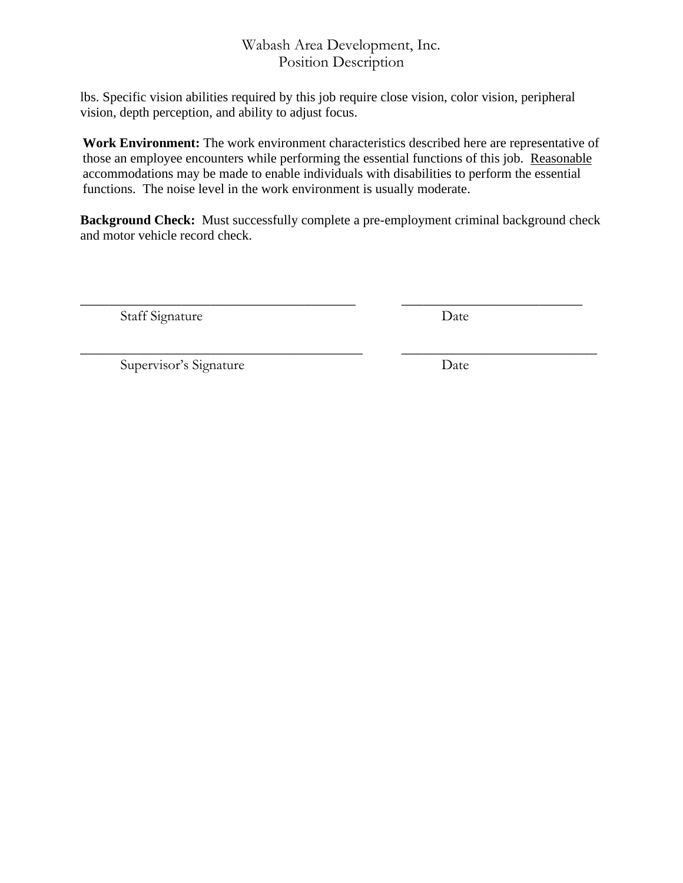lbs. Specific vision abilities required by this job require close vision, color vision, peripheral vision, depth perception, and ability to adjust focus.

**Work Environment:** The work environment characteristics described here are representative of those an employee encounters while performing the essential functions of this job. Reasonable accommodations may be made to enable individuals with disabilities to perform the essential functions. The noise level in the work environment is usually moderate.

**Background Check:** Must successfully complete a pre-employment criminal background check and motor vehicle record check.

\_\_\_\_\_\_\_\_\_\_\_\_\_\_\_\_\_\_\_\_\_\_\_\_\_\_\_\_\_\_\_\_\_\_\_\_\_\_\_\_ \_\_\_\_\_\_\_\_\_\_\_\_\_\_\_\_\_\_\_\_\_\_\_\_\_\_

Staff Signature Date

\_\_\_\_\_\_\_\_\_\_\_\_\_\_\_\_\_\_\_\_\_\_\_\_\_\_\_\_\_\_\_\_\_\_\_\_\_\_\_\_ \_\_\_\_\_\_\_\_\_\_\_\_\_\_\_\_\_\_\_\_\_\_\_\_\_\_\_\_

Supervisor's Signature Date